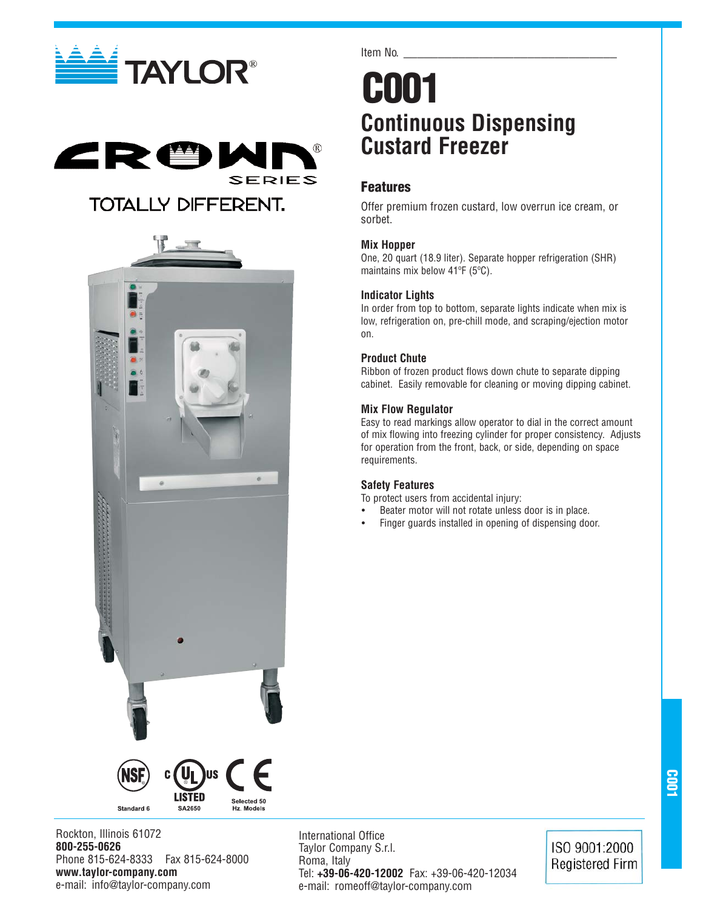TAYLOR®

CROWN® SERIES

TOTALLY DIFFERENT.

Item No. ___________________________________

# C001

## Continuous Dispensing Custard Freezer

### Features

Offer premium frozen custard, low overrun ice cream, or sorbet.

**Mix Hopper**

One, 20 quart (18.9 liter). Separate hopper refrigeration (SHR) maintains mix below 41ºF (5ºC).

**Indicator Lights**

In order from top to bottom, separate lights indicate when mix is low, refrigeration on, pre-chill mode, and scraping/ejection motor on.

**Product Chute**

Ribbon of frozen product flows down chute to separate dipping cabinet. Easily removable for cleaning or moving dipping cabinet.

**Mix Flow Regulator**

Easy to read markings allow operator to dial in the correct amount of mix flowing into freezing cylinder for proper consistency. Adjusts for operation from the front, back, or side, depending on space requirements.

**Safety Features**

To protect users from accidental injury:

- Beater motor will not rotate unless door is in place.
- Finger guards installed in opening of dispensing door.

NSF Standard 6 | c UL us LISTED SA2650 | CE Selected 50 Hz. Models

Rockton, Illinois 61072
**800-255-0626**
Phone 815-624-8333 Fax 815-624-8000
**www.taylor-company.com**
e-mail: info@taylor-company.com

International Office
Taylor Company S.r.l.
Roma, Italy
Tel: **+39-06-420-12002** Fax: +39-06-420-12034
e-mail: romeoff@taylor-company.com

ISO 9001:2000 Registered Firm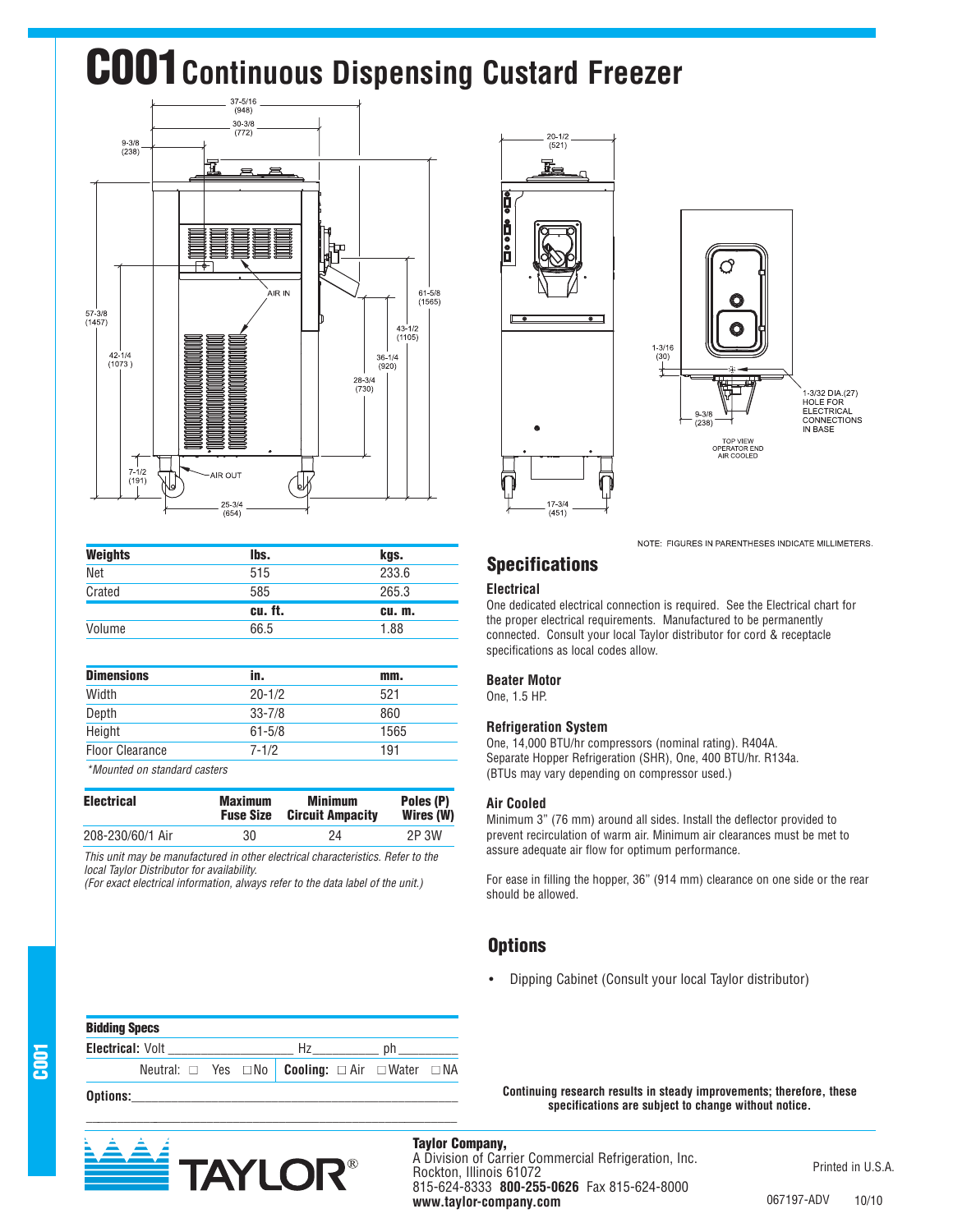# C001 Continuous Dispensing Custard Freezer

37-5/16 (948)
30-3/8 (772)
9-3/8 (238)
AIR IN
61-5/8 (1565)
57-3/8 (1457)
43-1/2 (1105)
42-1/4 (1073)
36-1/4 (920)
28-3/4 (730)
7-1/2 (191)
AIR OUT
25-3/4 (654)
20-1/2 (521)
17-3/4 (451)
1-3/16 (30)
9-3/8 (238)
1-3/32 DIA.(27) HOLE FOR ELECTRICAL CONNECTIONS IN BASE
TOP VIEW OPERATOR END AIR COOLED

NOTE: FIGURES IN PARENTHESES INDICATE MILLIMETERS.

| Weights | lbs. | kgs. |
|---|---|---|
| Net | 515 | 233.6 |
| Crated | 585 | 265.3 |
| | **cu. ft.** | **cu. m.** |
| Volume | 66.5 | 1.88 |

| Dimensions | in. | mm. |
|---|---|---|
| Width | 20-1/2 | 521 |
| Depth | 33-7/8 | 860 |
| Height | 61-5/8 | 1565 |
| Floor Clearance | 7-1/2 | 191 |

*\*Mounted on standard casters*

| Electrical | Maximum Fuse Size | Minimum Circuit Ampacity | Poles (P) Wires (W) |
|---|---|---|---|
| 208-230/60/1 Air | 30 | 24 | 2P 3W |

*This unit may be manufactured in other electrical characteristics. Refer to the local Taylor Distributor for availability.*
*(For exact electrical information, always refer to the data label of the unit.)*

## Specifications

### Electrical

One dedicated electrical connection is required. See the Electrical chart for the proper electrical requirements. Manufactured to be permanently connected. Consult your local Taylor distributor for cord & receptacle specifications as local codes allow.

### Beater Motor

One, 1.5 HP.

### Refrigeration System

One, 14,000 BTU/hr compressors (nominal rating). R404A.
Separate Hopper Refrigeration (SHR), One, 400 BTU/hr. R134a.
(BTUs may vary depending on compressor used.)

### Air Cooled

Minimum 3" (76 mm) around all sides. Install the deflector provided to prevent recirculation of warm air. Minimum air clearances must be met to assure adequate air flow for optimum performance.

For ease in filling the hopper, 36" (914 mm) clearance on one side or the rear should be allowed.

## Options

- Dipping Cabinet (Consult your local Taylor distributor)

**Bidding Specs**

**Electrical:** Volt ________________ Hz __________ ph ________

Neutral: ☐ Yes ☐ No | **Cooling:** ☐ Air ☐ Water ☐ NA

**Options:** ________________________________________

**Continuing research results in steady improvements; therefore, these specifications are subject to change without notice.**

TAYLOR®

**Taylor Company,**
A Division of Carrier Commercial Refrigeration, Inc.
Rockton, Illinois 61072
815-624-8333 **800-255-0626** Fax 815-624-8000
**www.taylor-company.com**

Printed in U.S.A.

067197-ADV 10/10